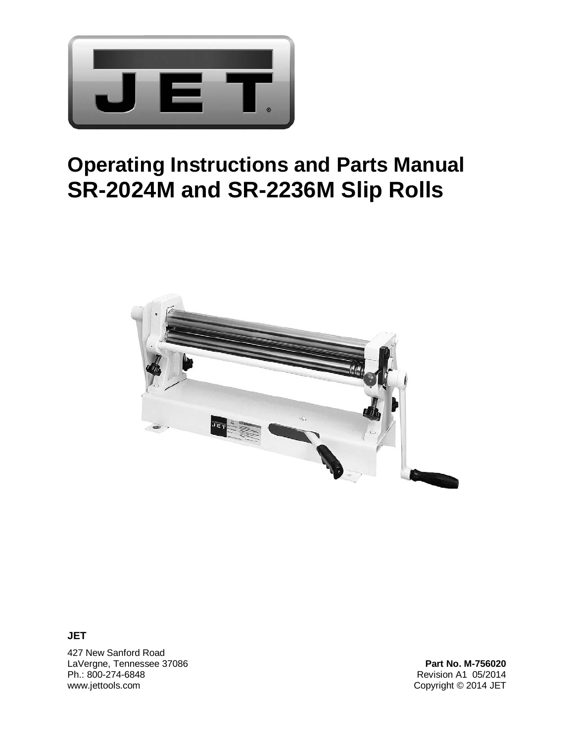# Operating Instructions and Parts Manual
# SR-2024M and SR-2236M Slip Rolls

**JET**

427 New Sanford Road
LaVergne, Tennessee 37086
Ph.: 800-274-6848
www.jettools.com

**Part No. M-756020**
Revision A1 05/2014
Copyright © 2014 JET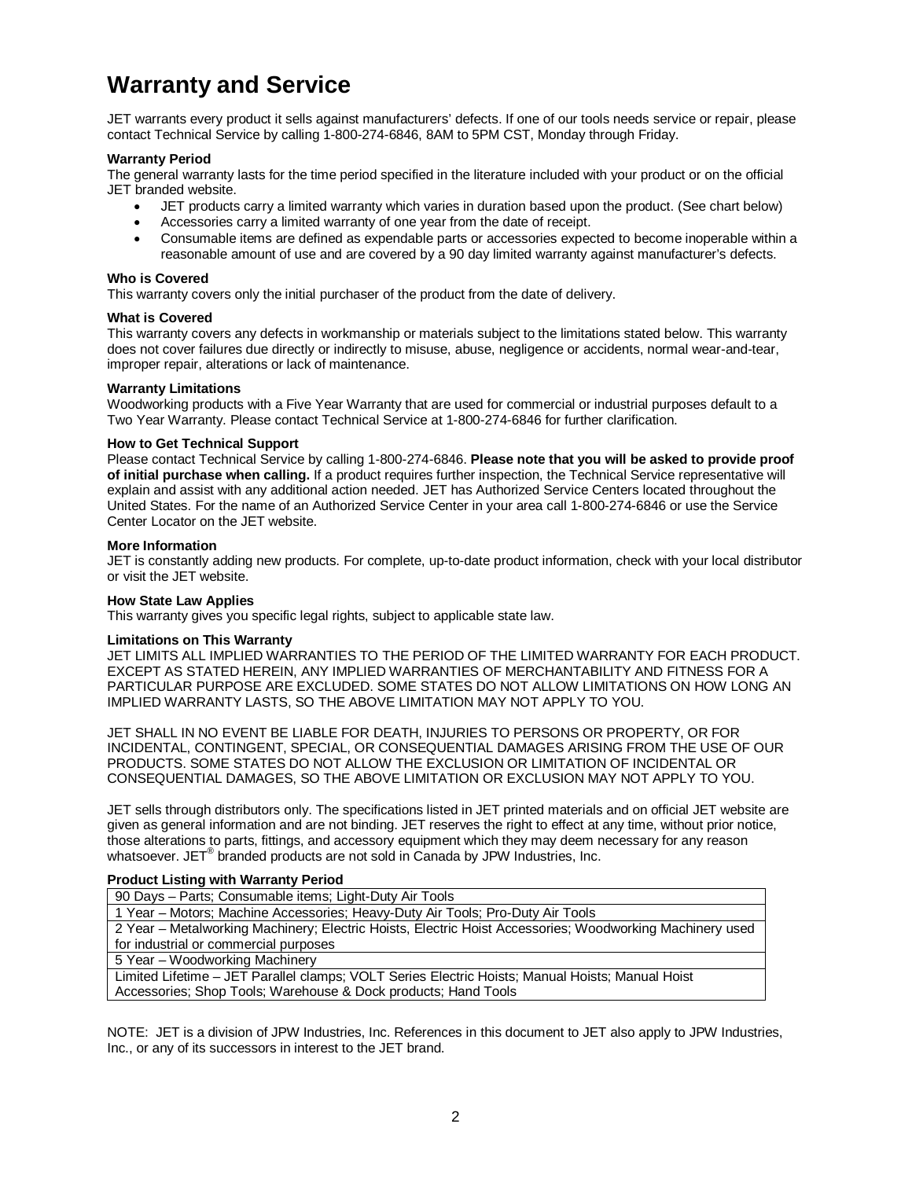# Warranty and Service

JET warrants every product it sells against manufacturers' defects. If one of our tools needs service or repair, please contact Technical Service by calling 1-800-274-6846, 8AM to 5PM CST, Monday through Friday.

**Warranty Period**

The general warranty lasts for the time period specified in the literature included with your product or on the official JET branded website.

- JET products carry a limited warranty which varies in duration based upon the product. (See chart below)
- Accessories carry a limited warranty of one year from the date of receipt.
- Consumable items are defined as expendable parts or accessories expected to become inoperable within a reasonable amount of use and are covered by a 90 day limited warranty against manufacturer's defects.

**Who is Covered**

This warranty covers only the initial purchaser of the product from the date of delivery.

**What is Covered**

This warranty covers any defects in workmanship or materials subject to the limitations stated below. This warranty does not cover failures due directly or indirectly to misuse, abuse, negligence or accidents, normal wear-and-tear, improper repair, alterations or lack of maintenance.

**Warranty Limitations**

Woodworking products with a Five Year Warranty that are used for commercial or industrial purposes default to a Two Year Warranty. Please contact Technical Service at 1-800-274-6846 for further clarification.

**How to Get Technical Support**

Please contact Technical Service by calling 1-800-274-6846. **Please note that you will be asked to provide proof of initial purchase when calling.** If a product requires further inspection, the Technical Service representative will explain and assist with any additional action needed. JET has Authorized Service Centers located throughout the United States. For the name of an Authorized Service Center in your area call 1-800-274-6846 or use the Service Center Locator on the JET website.

**More Information**

JET is constantly adding new products. For complete, up-to-date product information, check with your local distributor or visit the JET website.

**How State Law Applies**

This warranty gives you specific legal rights, subject to applicable state law.

**Limitations on This Warranty**

JET LIMITS ALL IMPLIED WARRANTIES TO THE PERIOD OF THE LIMITED WARRANTY FOR EACH PRODUCT. EXCEPT AS STATED HEREIN, ANY IMPLIED WARRANTIES OF MERCHANTABILITY AND FITNESS FOR A PARTICULAR PURPOSE ARE EXCLUDED. SOME STATES DO NOT ALLOW LIMITATIONS ON HOW LONG AN IMPLIED WARRANTY LASTS, SO THE ABOVE LIMITATION MAY NOT APPLY TO YOU.

JET SHALL IN NO EVENT BE LIABLE FOR DEATH, INJURIES TO PERSONS OR PROPERTY, OR FOR INCIDENTAL, CONTINGENT, SPECIAL, OR CONSEQUENTIAL DAMAGES ARISING FROM THE USE OF OUR PRODUCTS. SOME STATES DO NOT ALLOW THE EXCLUSION OR LIMITATION OF INCIDENTAL OR CONSEQUENTIAL DAMAGES, SO THE ABOVE LIMITATION OR EXCLUSION MAY NOT APPLY TO YOU.

JET sells through distributors only. The specifications listed in JET printed materials and on official JET website are given as general information and are not binding. JET reserves the right to effect at any time, without prior notice, those alterations to parts, fittings, and accessory equipment which they may deem necessary for any reason whatsoever. JET® branded products are not sold in Canada by JPW Industries, Inc.

**Product Listing with Warranty Period**

| Product Listing with Warranty Period |
|---|
| 90 Days – Parts; Consumable items; Light-Duty Air Tools |
| 1 Year – Motors; Machine Accessories; Heavy-Duty Air Tools; Pro-Duty Air Tools |
| 2 Year – Metalworking Machinery; Electric Hoists, Electric Hoist Accessories; Woodworking Machinery used for industrial or commercial purposes |
| 5 Year – Woodworking Machinery |
| Limited Lifetime – JET Parallel clamps; VOLT Series Electric Hoists; Manual Hoists; Manual Hoist Accessories; Shop Tools; Warehouse & Dock products; Hand Tools |

NOTE: JET is a division of JPW Industries, Inc. References in this document to JET also apply to JPW Industries, Inc., or any of its successors in interest to the JET brand.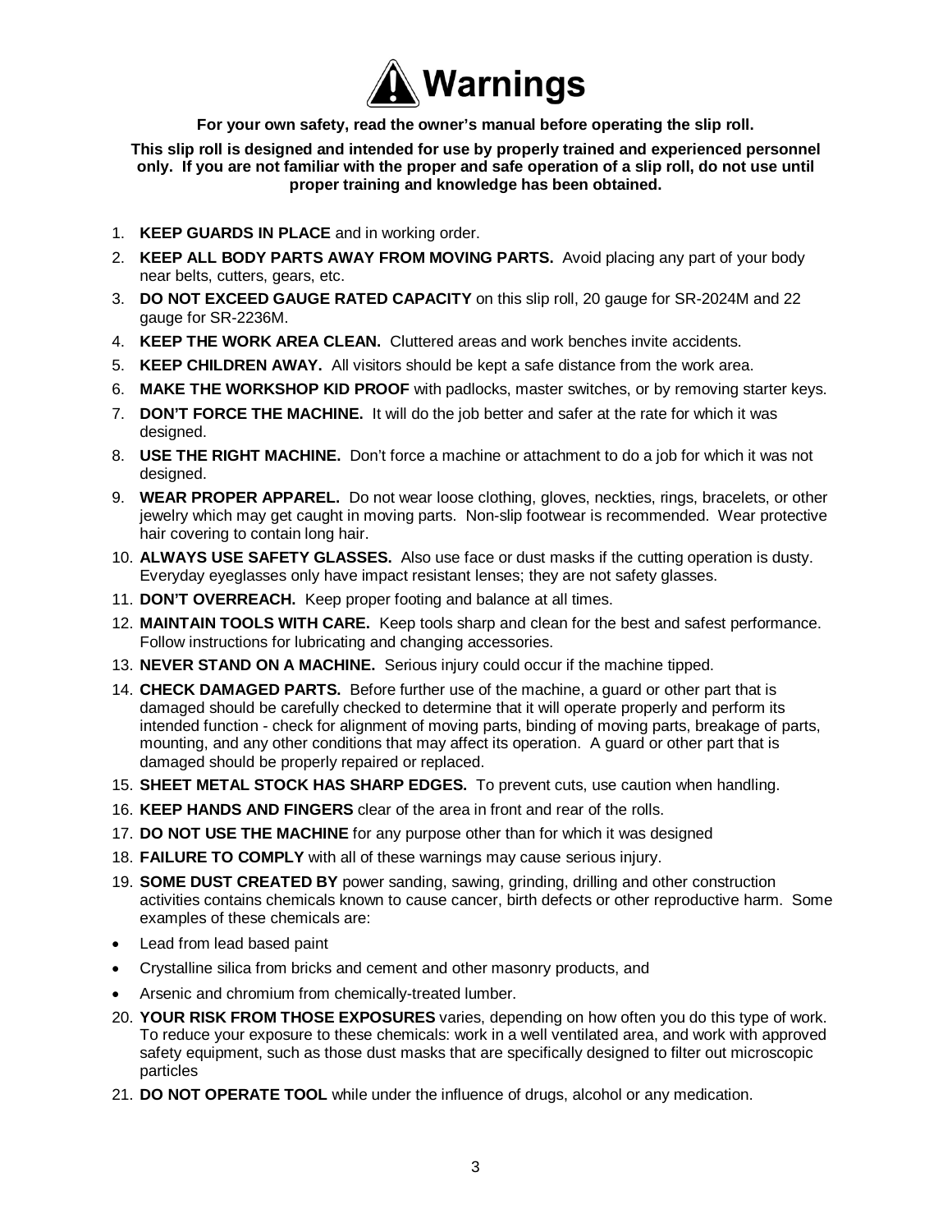# ⚠ Warnings

**For your own safety, read the owner's manual before operating the slip roll.**

**This slip roll is designed and intended for use by properly trained and experienced personnel only. If you are not familiar with the proper and safe operation of a slip roll, do not use until proper training and knowledge has been obtained.**

1. **KEEP GUARDS IN PLACE** and in working order.
2. **KEEP ALL BODY PARTS AWAY FROM MOVING PARTS.** Avoid placing any part of your body near belts, cutters, gears, etc.
3. **DO NOT EXCEED GAUGE RATED CAPACITY** on this slip roll, 20 gauge for SR-2024M and 22 gauge for SR-2236M.
4. **KEEP THE WORK AREA CLEAN.** Cluttered areas and work benches invite accidents.
5. **KEEP CHILDREN AWAY.** All visitors should be kept a safe distance from the work area.
6. **MAKE THE WORKSHOP KID PROOF** with padlocks, master switches, or by removing starter keys.
7. **DON'T FORCE THE MACHINE.** It will do the job better and safer at the rate for which it was designed.
8. **USE THE RIGHT MACHINE.** Don't force a machine or attachment to do a job for which it was not designed.
9. **WEAR PROPER APPAREL.** Do not wear loose clothing, gloves, neckties, rings, bracelets, or other jewelry which may get caught in moving parts. Non-slip footwear is recommended. Wear protective hair covering to contain long hair.
10. **ALWAYS USE SAFETY GLASSES.** Also use face or dust masks if the cutting operation is dusty. Everyday eyeglasses only have impact resistant lenses; they are not safety glasses.
11. **DON'T OVERREACH.** Keep proper footing and balance at all times.
12. **MAINTAIN TOOLS WITH CARE.** Keep tools sharp and clean for the best and safest performance. Follow instructions for lubricating and changing accessories.
13. **NEVER STAND ON A MACHINE.** Serious injury could occur if the machine tipped.
14. **CHECK DAMAGED PARTS.** Before further use of the machine, a guard or other part that is damaged should be carefully checked to determine that it will operate properly and perform its intended function - check for alignment of moving parts, binding of moving parts, breakage of parts, mounting, and any other conditions that may affect its operation. A guard or other part that is damaged should be properly repaired or replaced.
15. **SHEET METAL STOCK HAS SHARP EDGES.** To prevent cuts, use caution when handling.
16. **KEEP HANDS AND FINGERS** clear of the area in front and rear of the rolls.
17. **DO NOT USE THE MACHINE** for any purpose other than for which it was designed
18. **FAILURE TO COMPLY** with all of these warnings may cause serious injury.
19. **SOME DUST CREATED BY** power sanding, sawing, grinding, drilling and other construction activities contains chemicals known to cause cancer, birth defects or other reproductive harm. Some examples of these chemicals are:

- Lead from lead based paint
- Crystalline silica from bricks and cement and other masonry products, and
- Arsenic and chromium from chemically-treated lumber.

20. **YOUR RISK FROM THOSE EXPOSURES** varies, depending on how often you do this type of work. To reduce your exposure to these chemicals: work in a well ventilated area, and work with approved safety equipment, such as those dust masks that are specifically designed to filter out microscopic particles
21. **DO NOT OPERATE TOOL** while under the influence of drugs, alcohol or any medication.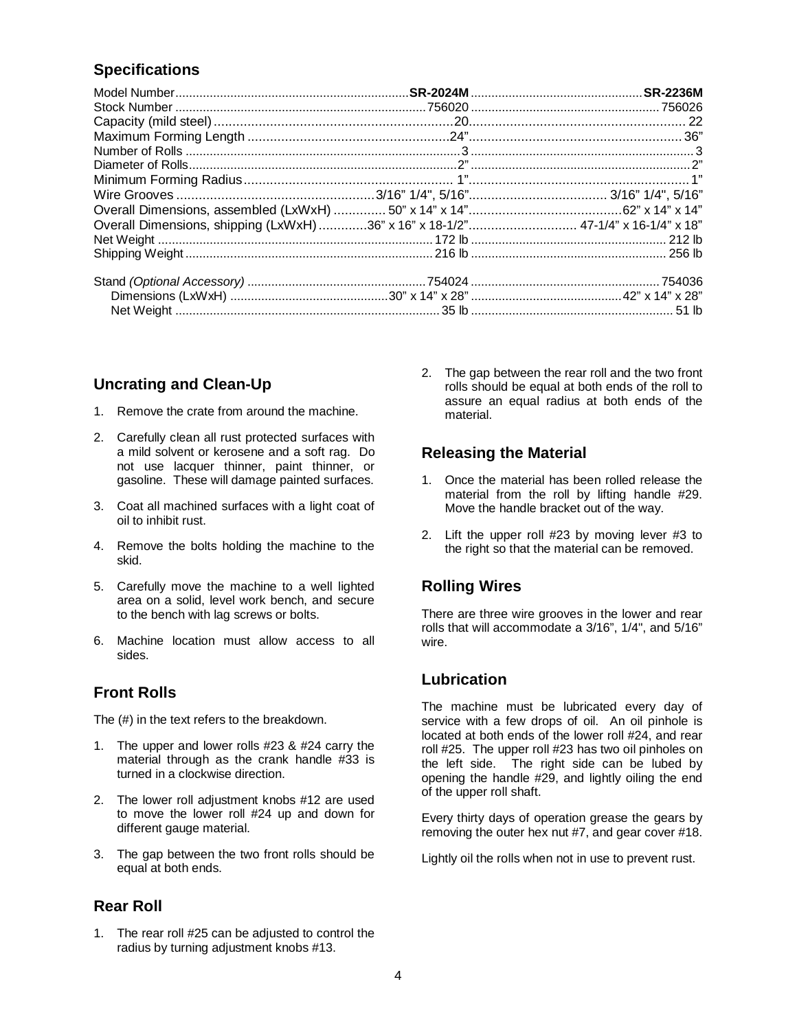## Specifications

| Model Number | SR-2024M | SR-2236M |
|---|---|---|
| Stock Number | 756020 | 756026 |
| Capacity (mild steel) | 20 | 22 |
| Maximum Forming Length | 24” | 36” |
| Number of Rolls | 3 | 3 |
| Diameter of Rolls | 2” | 2” |
| Minimum Forming Radius | 1” | 1” |
| Wire Grooves | 3/16” 1/4", 5/16” | 3/16" 1/4", 5/16” |
| Overall Dimensions, assembled (LxWxH) | 50” x 14” x 14” | 62” x 14” x 14” |
| Overall Dimensions, shipping (LxWxH) | 36” x 16” x 18-1/2” | 47-1/4” x 16-1/4” x 18” |
| Net Weight | 172 lb | 212 lb |
| Shipping Weight | 216 lb | 256 lb |
| Stand *(Optional Accessory)* | 754024 | 754036 |
| Dimensions (LxWxH) | 30” x 14” x 28” | 42” x 14” x 28” |
| Net Weight | 35 lb | 51 lb |

## Uncrating and Clean-Up

1. Remove the crate from around the machine.
2. Carefully clean all rust protected surfaces with a mild solvent or kerosene and a soft rag. Do not use lacquer thinner, paint thinner, or gasoline. These will damage painted surfaces.
3. Coat all machined surfaces with a light coat of oil to inhibit rust.
4. Remove the bolts holding the machine to the skid.
5. Carefully move the machine to a well lighted area on a solid, level work bench, and secure to the bench with lag screws or bolts.
6. Machine location must allow access to all sides.

## Front Rolls

The (#) in the text refers to the breakdown.

1. The upper and lower rolls #23 & #24 carry the material through as the crank handle #33 is turned in a clockwise direction.
2. The lower roll adjustment knobs #12 are used to move the lower roll #24 up and down for different gauge material.
3. The gap between the two front rolls should be equal at both ends.

## Rear Roll

1. The rear roll #25 can be adjusted to control the radius by turning adjustment knobs #13.
2. The gap between the rear roll and the two front rolls should be equal at both ends of the roll to assure an equal radius at both ends of the material.

## Releasing the Material

1. Once the material has been rolled release the material from the roll by lifting handle #29. Move the handle bracket out of the way.
2. Lift the upper roll #23 by moving lever #3 to the right so that the material can be removed.

## Rolling Wires

There are three wire grooves in the lower and rear rolls that will accommodate a 3/16”, 1/4", and 5/16” wire.

## Lubrication

The machine must be lubricated every day of service with a few drops of oil. An oil pinhole is located at both ends of the lower roll #24, and rear roll #25. The upper roll #23 has two oil pinholes on the left side. The right side can be lubed by opening the handle #29, and lightly oiling the end of the upper roll shaft.

Every thirty days of operation grease the gears by removing the outer hex nut #7, and gear cover #18.

Lightly oil the rolls when not in use to prevent rust.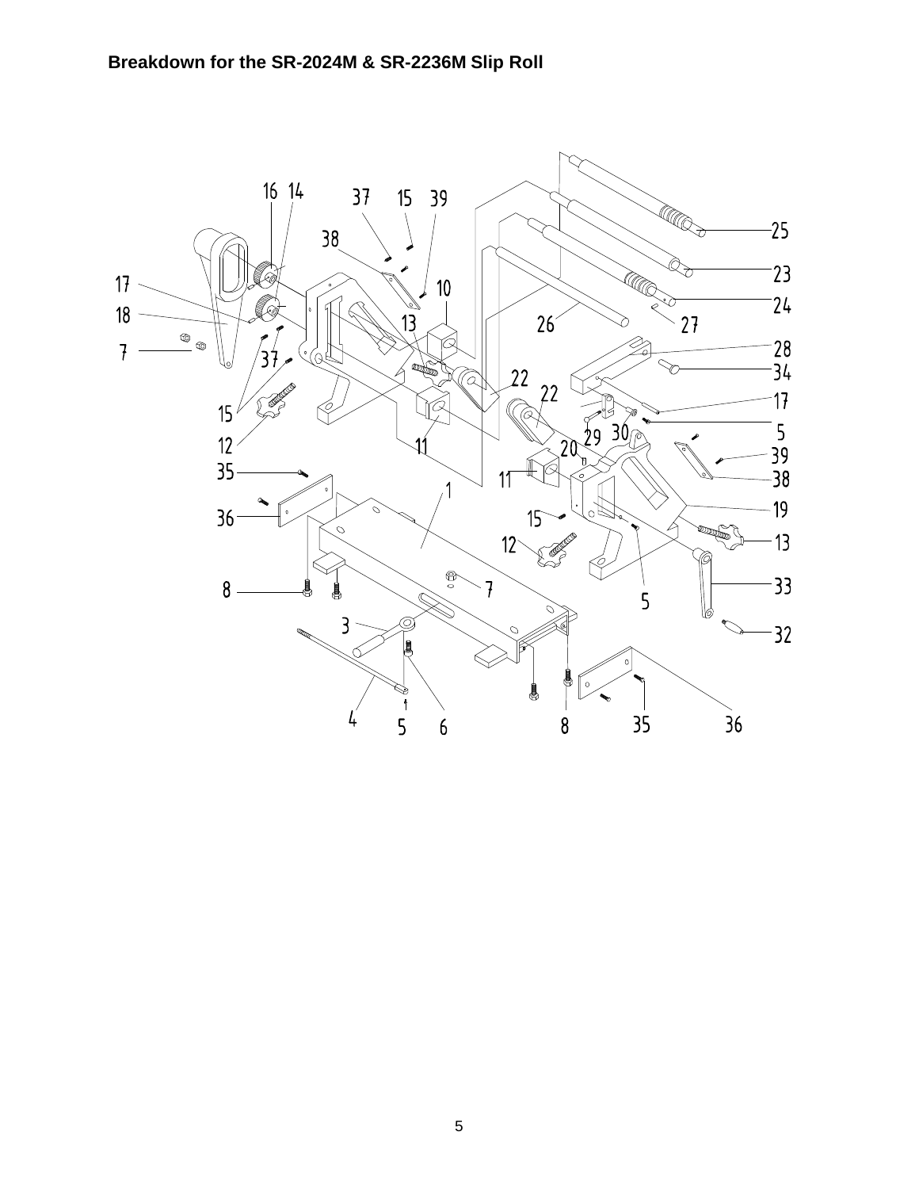**Breakdown for the SR-2024M & SR-2236M Slip Roll**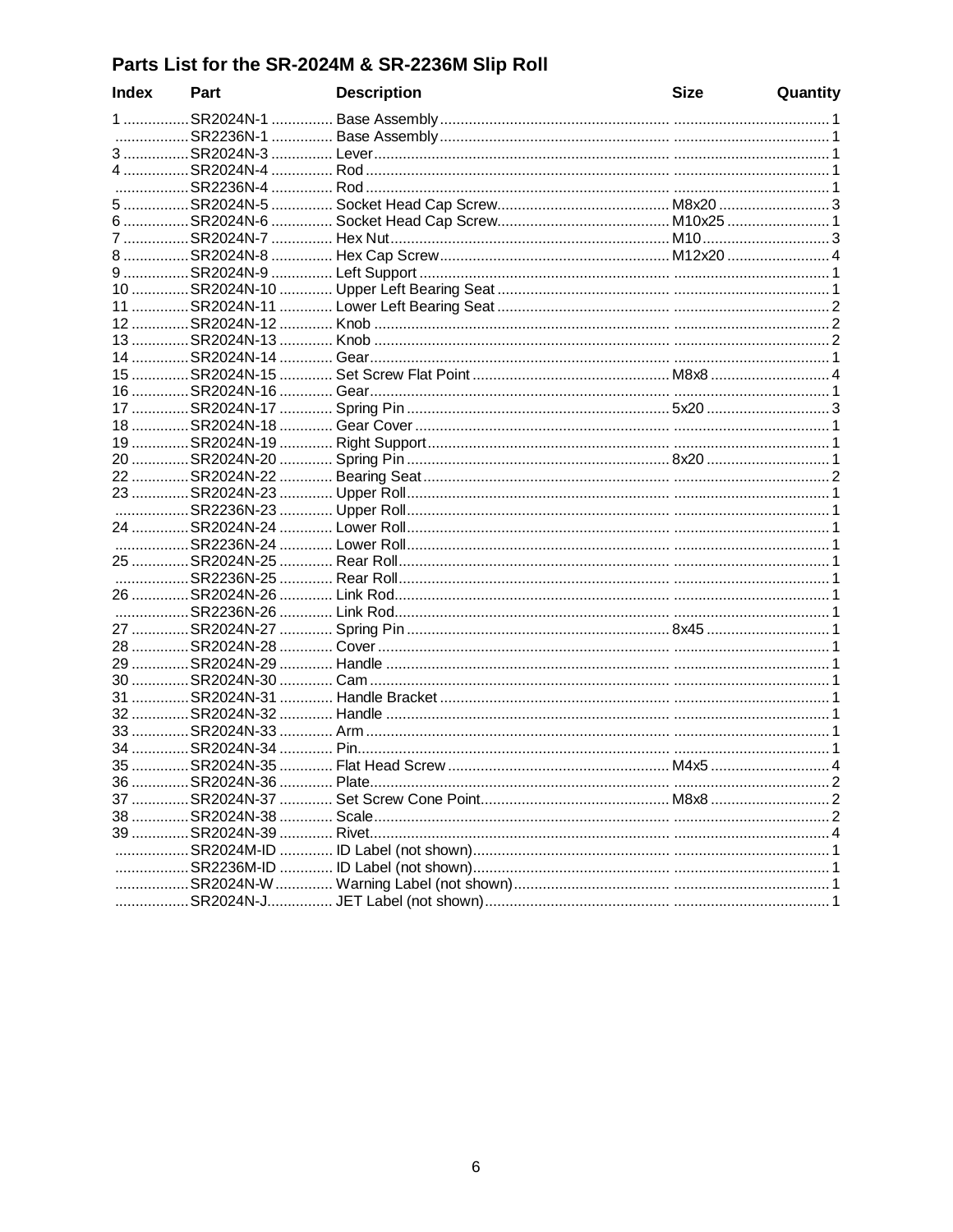## Parts List for the SR-2024M & SR-2236M Slip Roll

| Index | Part | Description | Size | Quantity |
|---|---|---|---|---|
| 1 | SR2024N-1 | Base Assembly | | 1 |
| | SR2236N-1 | Base Assembly | | 1 |
| 3 | SR2024N-3 | Lever | | 1 |
| 4 | SR2024N-4 | Rod | | 1 |
| | SR2236N-4 | Rod | | 1 |
| 5 | SR2024N-5 | Socket Head Cap Screw | M8x20 | 3 |
| 6 | SR2024N-6 | Socket Head Cap Screw | M10x25 | 1 |
| 7 | SR2024N-7 | Hex Nut | M10 | 3 |
| 8 | SR2024N-8 | Hex Cap Screw | M12x20 | 4 |
| 9 | SR2024N-9 | Left Support | | 1 |
| 10 | SR2024N-10 | Upper Left Bearing Seat | | 1 |
| 11 | SR2024N-11 | Lower Left Bearing Seat | | 2 |
| 12 | SR2024N-12 | Knob | | 2 |
| 13 | SR2024N-13 | Knob | | 2 |
| 14 | SR2024N-14 | Gear | | 1 |
| 15 | SR2024N-15 | Set Screw Flat Point | M8x8 | 4 |
| 16 | SR2024N-16 | Gear | | 1 |
| 17 | SR2024N-17 | Spring Pin | 5x20 | 3 |
| 18 | SR2024N-18 | Gear Cover | | 1 |
| 19 | SR2024N-19 | Right Support | | 1 |
| 20 | SR2024N-20 | Spring Pin | 8x20 | 1 |
| 22 | SR2024N-22 | Bearing Seat | | 2 |
| 23 | SR2024N-23 | Upper Roll | | 1 |
| | SR2236N-23 | Upper Roll | | 1 |
| 24 | SR2024N-24 | Lower Roll | | 1 |
| | SR2236N-24 | Lower Roll | | 1 |
| 25 | SR2024N-25 | Rear Roll | | 1 |
| | SR2236N-25 | Rear Roll | | 1 |
| 26 | SR2024N-26 | Link Rod | | 1 |
| | SR2236N-26 | Link Rod | | 1 |
| 27 | SR2024N-27 | Spring Pin | 8x45 | 1 |
| 28 | SR2024N-28 | Cover | | 1 |
| 29 | SR2024N-29 | Handle | | 1 |
| 30 | SR2024N-30 | Cam | | 1 |
| 31 | SR2024N-31 | Handle Bracket | | 1 |
| 32 | SR2024N-32 | Handle | | 1 |
| 33 | SR2024N-33 | Arm | | 1 |
| 34 | SR2024N-34 | Pin | | 1 |
| 35 | SR2024N-35 | Flat Head Screw | M4x5 | 4 |
| 36 | SR2024N-36 | Plate | | 2 |
| 37 | SR2024N-37 | Set Screw Cone Point | M8x8 | 2 |
| 38 | SR2024N-38 | Scale | | 2 |
| 39 | SR2024N-39 | Rivet | | 4 |
| | SR2024M-ID | ID Label (not shown) | | 1 |
| | SR2236M-ID | ID Label (not shown) | | 1 |
| | SR2024N-W | Warning Label (not shown) | | 1 |
| | SR2024N-J | JET Label (not shown) | | 1 |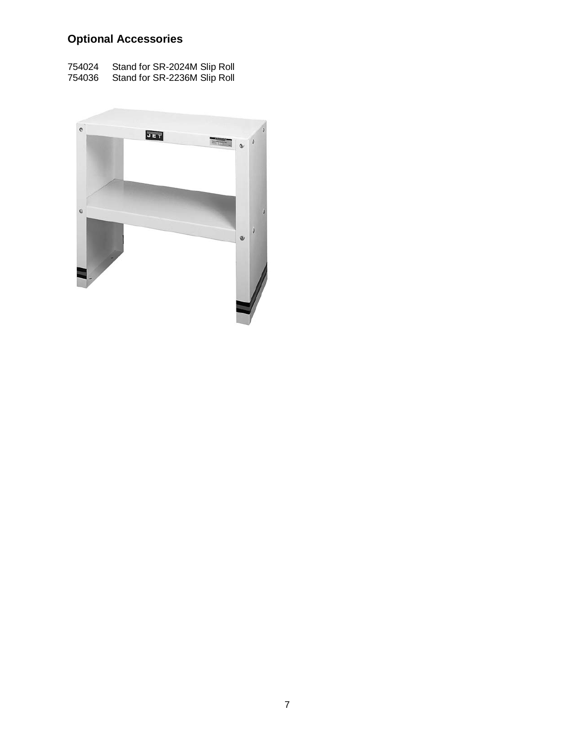## Optional Accessories

754024 Stand for SR-2024M Slip Roll
754036 Stand for SR-2236M Slip Roll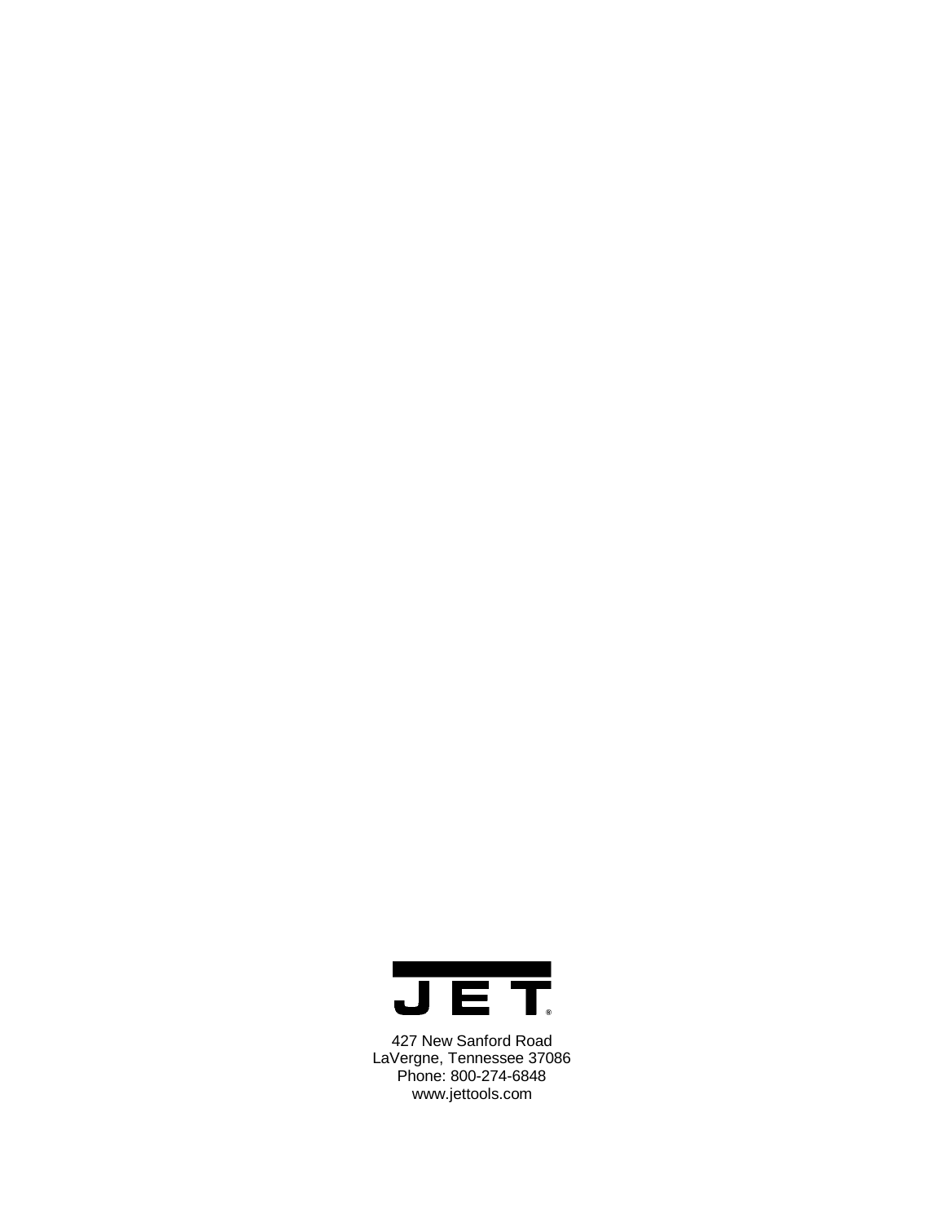JET®

427 New Sanford Road
LaVergne, Tennessee 37086
Phone: 800-274-6848
www.jettools.com